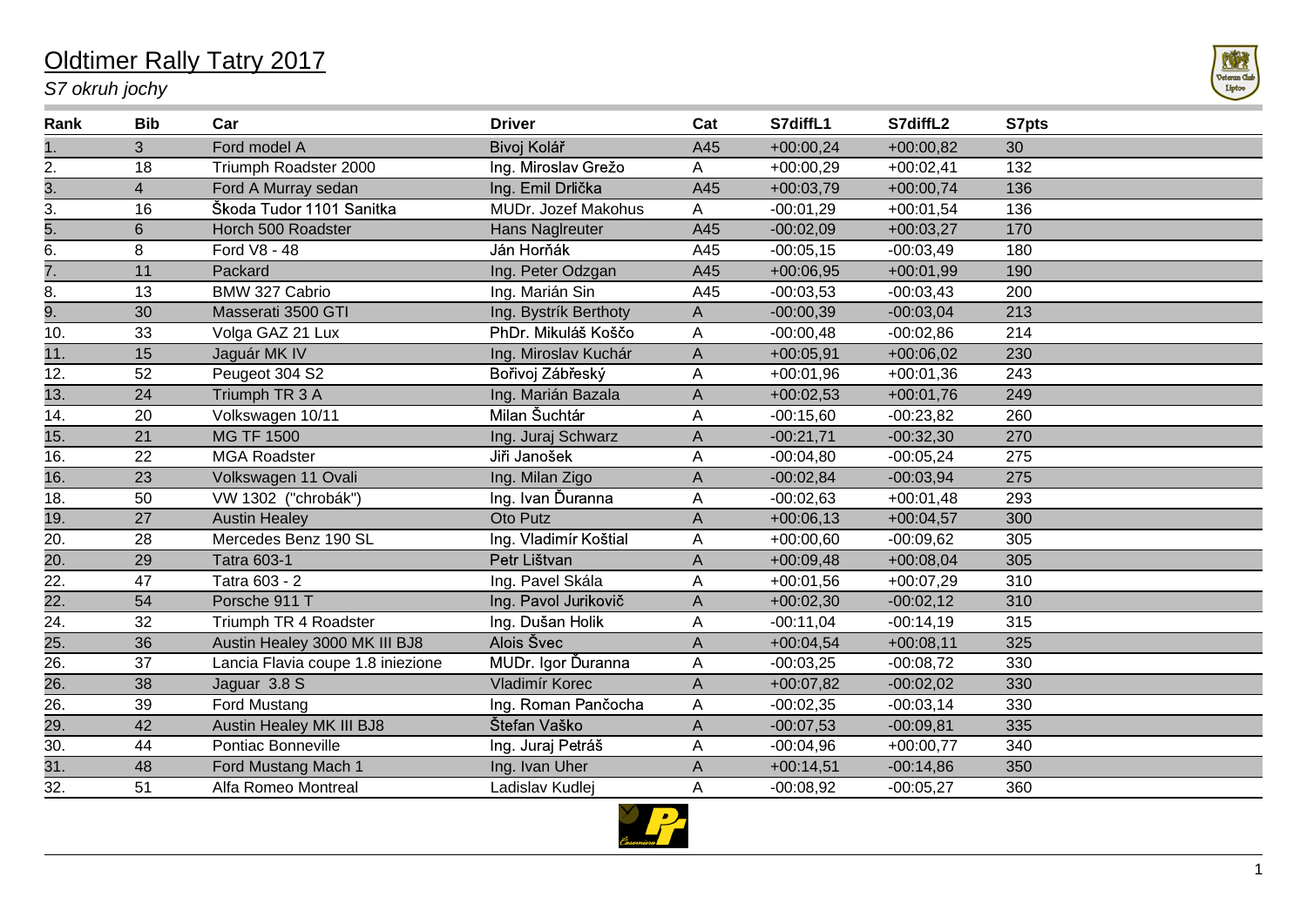# Oldtimer Rally Tatry 2017

*S7 okruh jochy*

| Rank | Bib | Car | Driver | Cat | S7diffL1 | S7diffL2 | S7pts |
|---|---|---|---|---|---|---|---|
| 1. | 3 | Ford model A | Bivoj Kolář | A45 | +00:00,24 | +00:00,82 | 30 |
| 2. | 18 | Triumph Roadster 2000 | Ing. Miroslav Grežo | A | +00:00,29 | +00:02,41 | 132 |
| 3. | 4 | Ford A Murray sedan | Ing. Emil Drlička | A45 | +00:03,79 | +00:00,74 | 136 |
| 3. | 16 | Škoda Tudor 1101 Sanitka | MUDr. Jozef Makohus | A | -00:01,29 | +00:01,54 | 136 |
| 5. | 6 | Horch 500 Roadster | Hans Naglreuter | A45 | -00:02,09 | +00:03,27 | 170 |
| 6. | 8 | Ford V8 - 48 | Ján Horňák | A45 | -00:05,15 | -00:03,49 | 180 |
| 7. | 11 | Packard | Ing. Peter Odzgan | A45 | +00:06,95 | +00:01,99 | 190 |
| 8. | 13 | BMW 327 Cabrio | Ing. Marián Sin | A45 | -00:03,53 | -00:03,43 | 200 |
| 9. | 30 | Masserati 3500 GTI | Ing. Bystrík Berthoty | A | -00:00,39 | -00:03,04 | 213 |
| 10. | 33 | Volga GAZ 21 Lux | PhDr. Mikuláš Koščo | A | -00:00,48 | -00:02,86 | 214 |
| 11. | 15 | Jaguár MK IV | Ing. Miroslav Kuchár | A | +00:05,91 | +00:06,02 | 230 |
| 12. | 52 | Peugeot 304 S2 | Bořivoj Zábřeský | A | +00:01,96 | +00:01,36 | 243 |
| 13. | 24 | Triumph TR 3 A | Ing. Marián Bazala | A | +00:02,53 | +00:01,76 | 249 |
| 14. | 20 | Volkswagen 10/11 | Milan Šuchtár | A | -00:15,60 | -00:23,82 | 260 |
| 15. | 21 | MG TF 1500 | Ing. Juraj Schwarz | A | -00:21,71 | -00:32,30 | 270 |
| 16. | 22 | MGA Roadster | Jiři Janošek | A | -00:04,80 | -00:05,24 | 275 |
| 16. | 23 | Volkswagen 11 Ovali | Ing. Milan Zigo | A | -00:02,84 | -00:03,94 | 275 |
| 18. | 50 | VW 1302 ("chrobák") | Ing. Ivan Ďuranna | A | -00:02,63 | +00:01,48 | 293 |
| 19. | 27 | Austin Healey | Oto Putz | A | +00:06,13 | +00:04,57 | 300 |
| 20. | 28 | Mercedes Benz 190 SL | Ing. Vladimír Koštial | A | +00:00,60 | -00:09,62 | 305 |
| 20. | 29 | Tatra 603-1 | Petr Lištvan | A | +00:09,48 | +00:08,04 | 305 |
| 22. | 47 | Tatra 603 - 2 | Ing. Pavel Skála | A | +00:01,56 | +00:07,29 | 310 |
| 22. | 54 | Porsche 911 T | Ing. Pavol Jurikovič | A | +00:02,30 | -00:02,12 | 310 |
| 24. | 32 | Triumph TR 4 Roadster | Ing. Dušan Holik | A | -00:11,04 | -00:14,19 | 315 |
| 25. | 36 | Austin Healey 3000 MK III BJ8 | Alois Švec | A | +00:04,54 | +00:08,11 | 325 |
| 26. | 37 | Lancia Flavia coupe 1.8 iniezione | MUDr. Igor Ďuranna | A | -00:03,25 | -00:08,72 | 330 |
| 26. | 38 | Jaguar 3.8 S | Vladimír Korec | A | +00:07,82 | -00:02,02 | 330 |
| 26. | 39 | Ford Mustang | Ing. Roman Pančocha | A | -00:02,35 | -00:03,14 | 330 |
| 29. | 42 | Austin Healey MK III BJ8 | Štefan Vaško | A | -00:07,53 | -00:09,81 | 335 |
| 30. | 44 | Pontiac Bonneville | Ing. Juraj Petráš | A | -00:04,96 | +00:00,77 | 340 |
| 31. | 48 | Ford Mustang Mach 1 | Ing. Ivan Uher | A | +00:14,51 | -00:14,86 | 350 |
| 32. | 51 | Alfa Romeo Montreal | Ladislav Kudlej | A | -00:08,92 | -00:05,27 | 360 |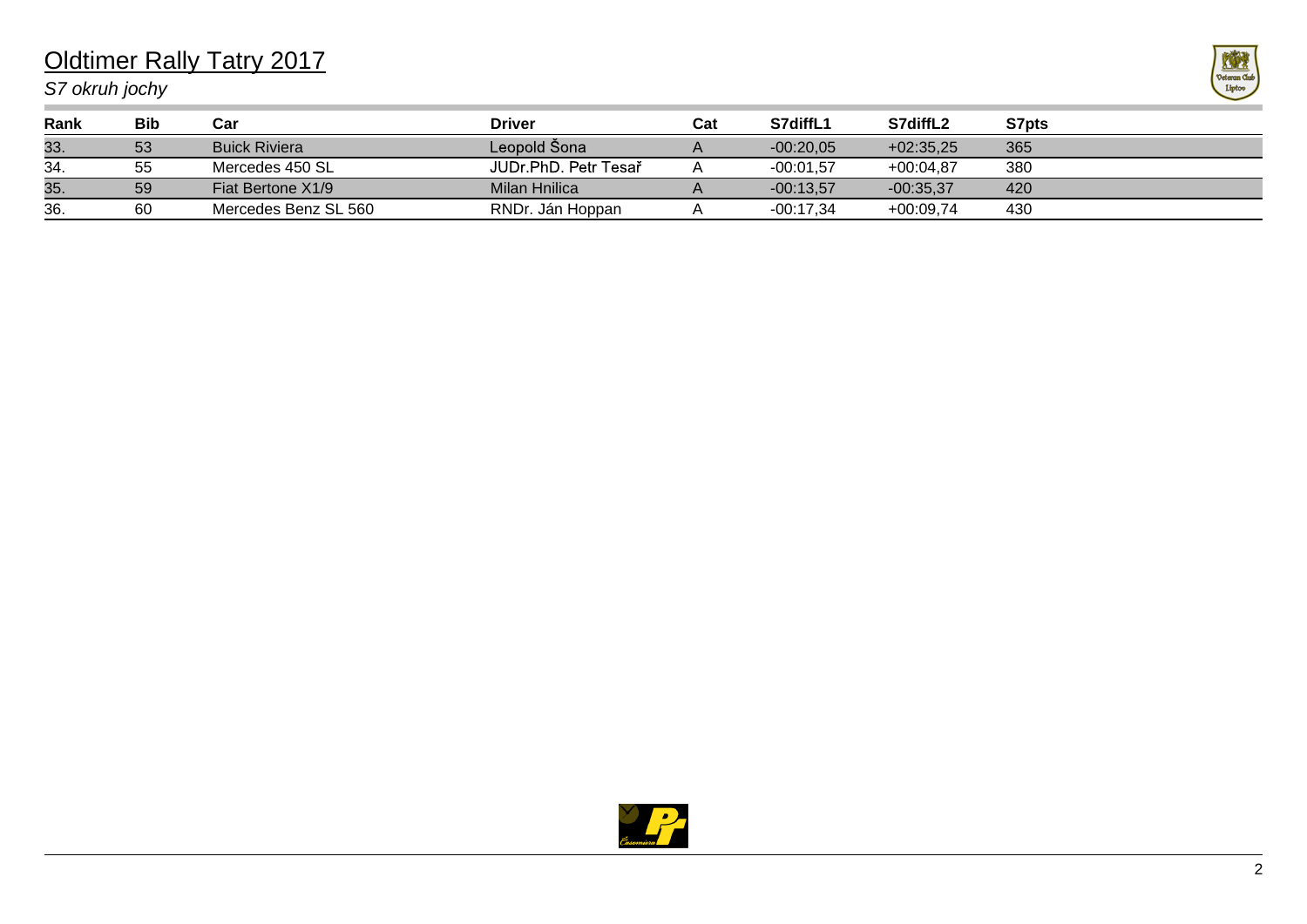# Oldtimer Rally Tatry 2017

*S7 okruh jochy*

| Rank | Bib | Car | Driver | Cat | S7diffL1 | S7diffL2 | S7pts |
|---|---|---|---|---|---|---|---|
| 33. | 53 | Buick Riviera | Leopold Šona | A | -00:20,05 | +02:35,25 | 365 |
| 34. | 55 | Mercedes 450 SL | JUDr.PhD. Petr Tesař | A | -00:01,57 | +00:04,87 | 380 |
| 35. | 59 | Fiat Bertone X1/9 | Milan Hnilica | A | -00:13,57 | -00:35,37 | 420 |
| 36. | 60 | Mercedes Benz SL 560 | RNDr. Ján Hoppan | A | -00:17,34 | +00:09,74 | 430 |